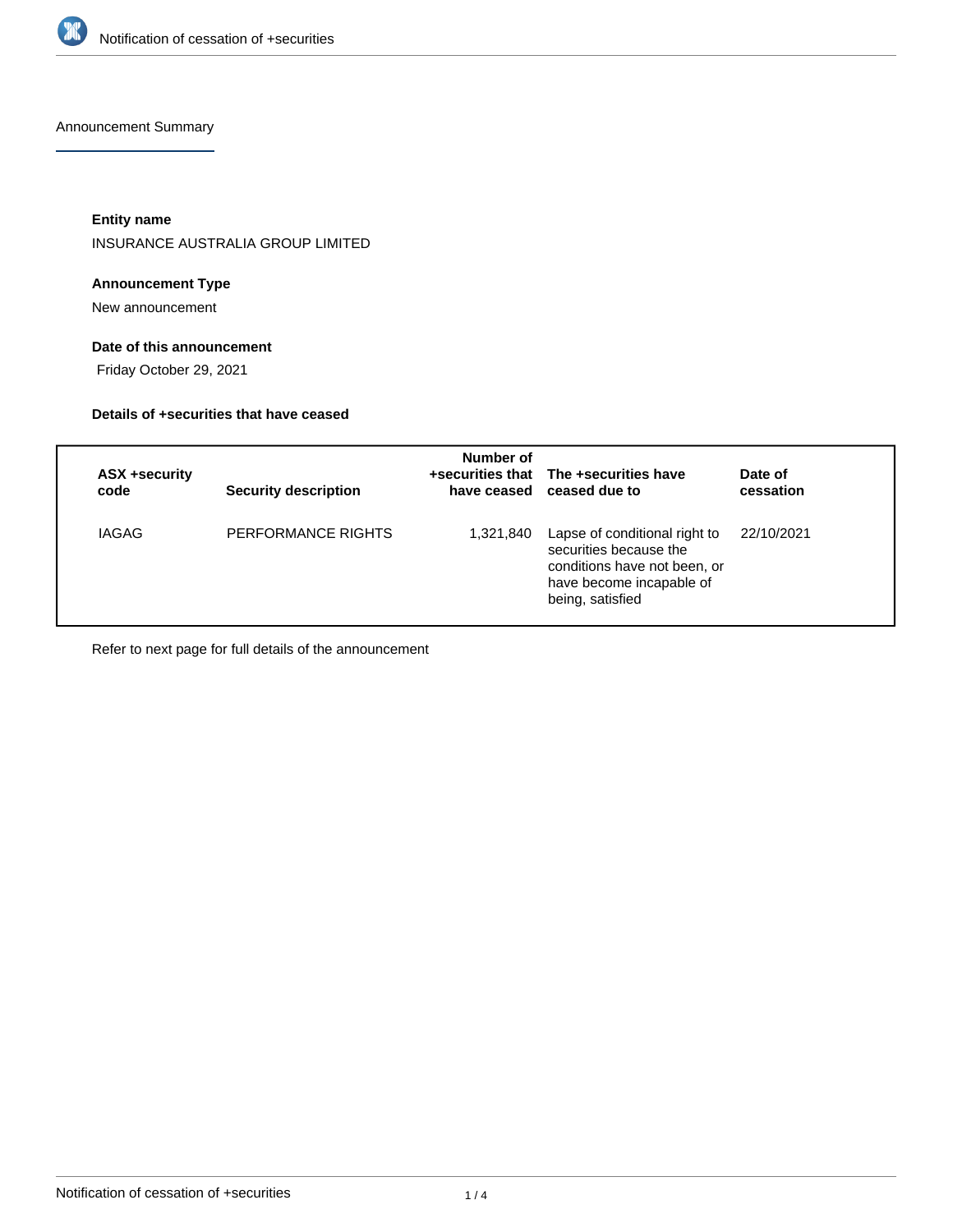Notification of cessation of +securities

Announcement Summary

**Entity name**

INSURANCE AUSTRALIA GROUP LIMITED

**Announcement Type**

New announcement

**Date of this announcement**

Friday October 29, 2021

**Details of +securities that have ceased**

| ASX +security code | Security description | Number of +securities that have ceased | The +securities have ceased due to | Date of cessation |
|---|---|---|---|---|
| IAGAG | PERFORMANCE RIGHTS | 1,321,840 | Lapse of conditional right to securities because the conditions have not been, or have become incapable of being, satisfied | 22/10/2021 |

Refer to next page for full details of the announcement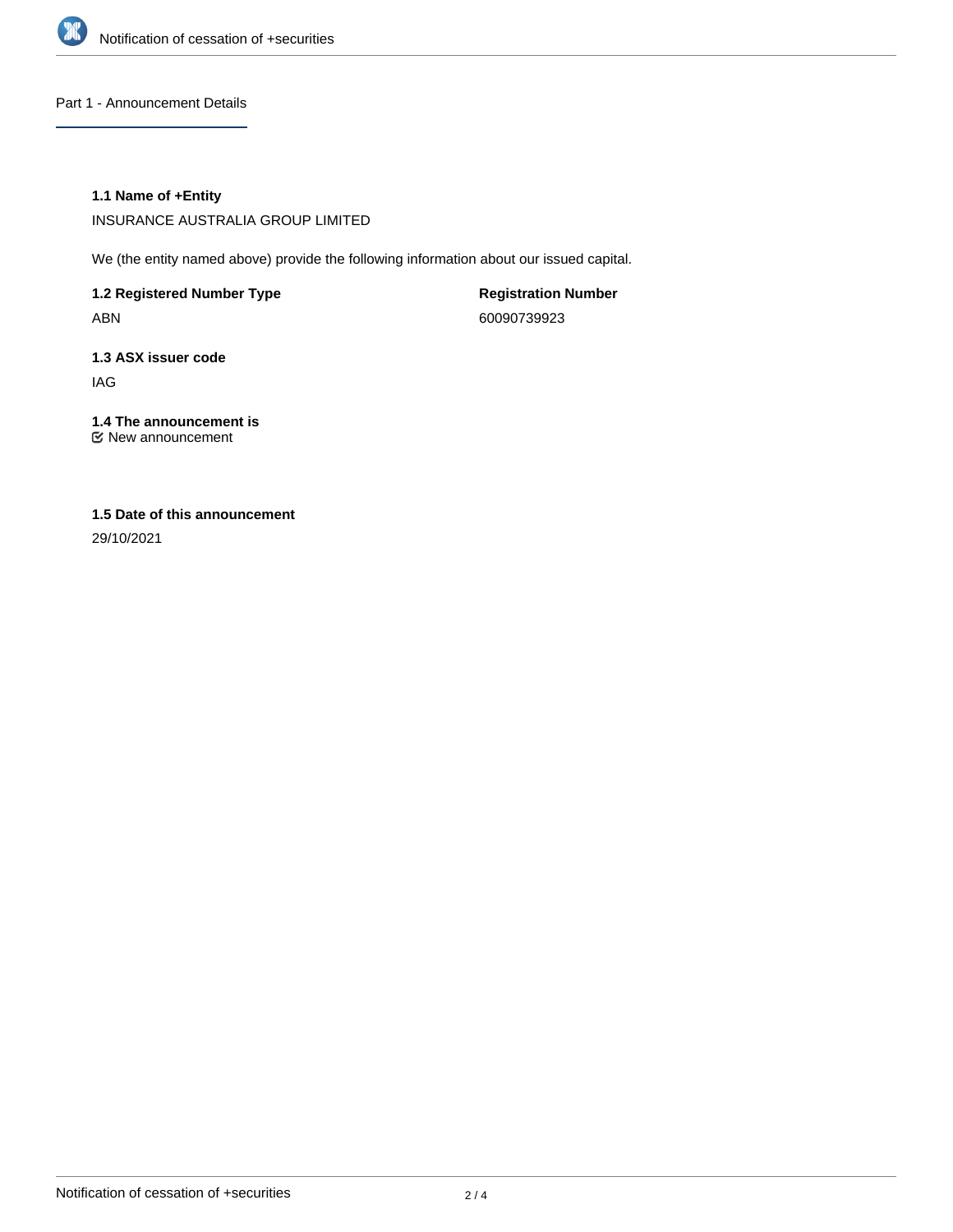## Part 1 - Announcement Details

**1.1 Name of +Entity**

INSURANCE AUSTRALIA GROUP LIMITED

We (the entity named above) provide the following information about our issued capital.

**1.2 Registered Number Type**

ABN

**Registration Number**

60090739923

**1.3 ASX issuer code**

IAG

**1.4 The announcement is**

New announcement

**1.5 Date of this announcement**

29/10/2021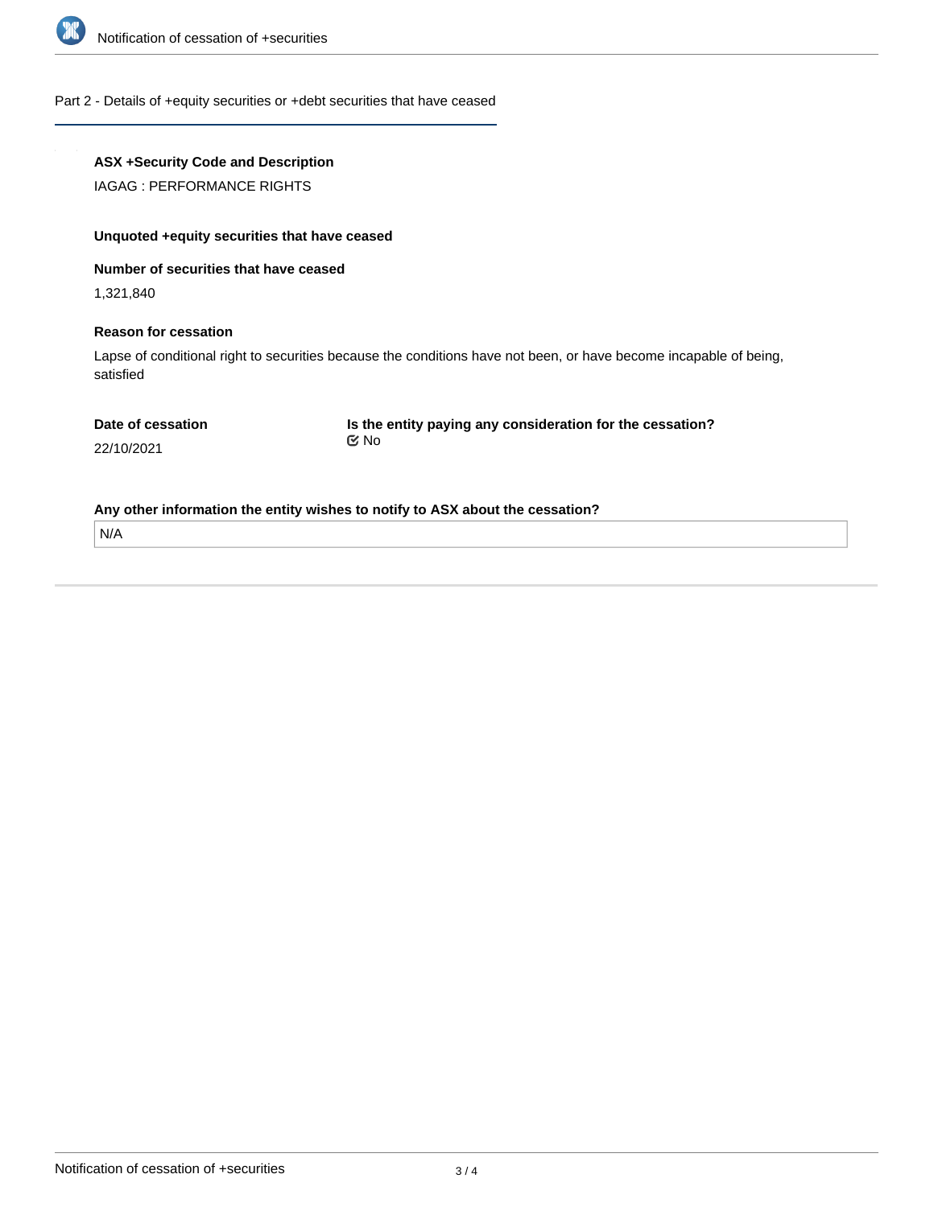## Part 2 - Details of +equity securities or +debt securities that have ceased

**ASX +Security Code and Description**

IAGAG : PERFORMANCE RIGHTS

**Unquoted +equity securities that have ceased**

**Number of securities that have ceased**

1,321,840

**Reason for cessation**

Lapse of conditional right to securities because the conditions have not been, or have become incapable of being, satisfied

**Date of cessation**

22/10/2021

**Is the entity paying any consideration for the cessation?**

No

**Any other information the entity wishes to notify to ASX about the cessation?**

N/A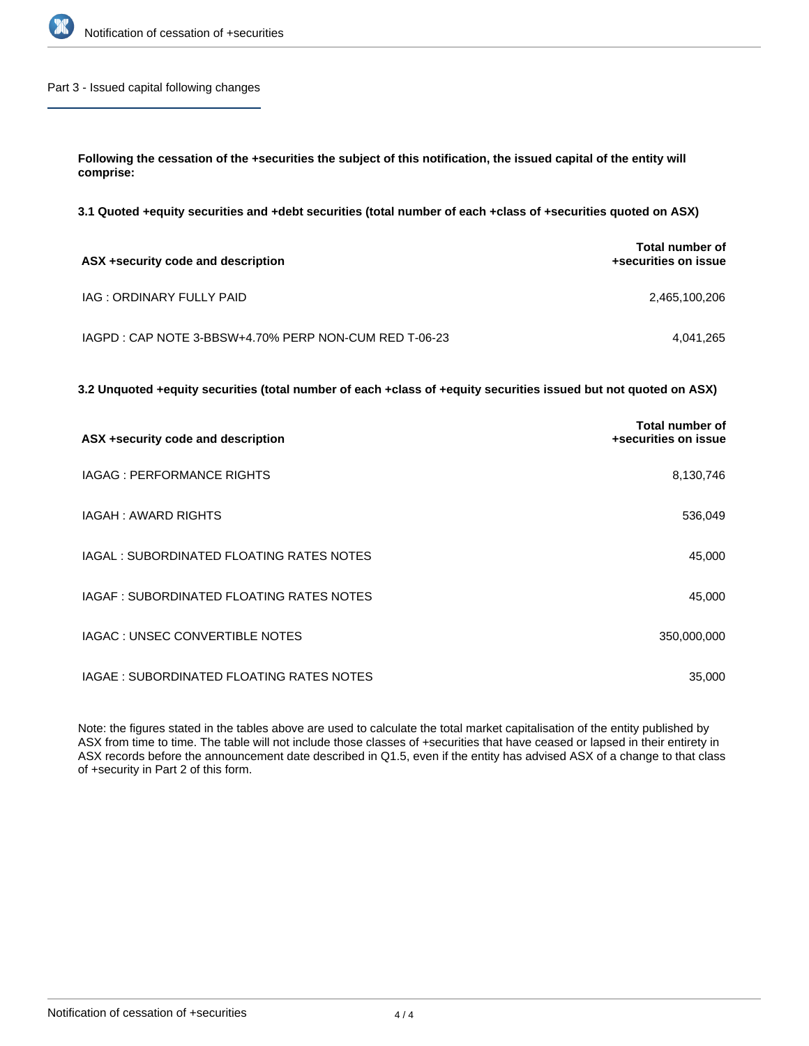## Part 3 - Issued capital following changes

**Following the cessation of the +securities the subject of this notification, the issued capital of the entity will comprise:**

**3.1 Quoted +equity securities and +debt securities (total number of each +class of +securities quoted on ASX)**

| ASX +security code and description | Total number of +securities on issue |
|---|---|
| IAG : ORDINARY FULLY PAID | 2,465,100,206 |
| IAGPD : CAP NOTE 3-BBSW+4.70% PERP NON-CUM RED T-06-23 | 4,041,265 |

**3.2 Unquoted +equity securities (total number of each +class of +equity securities issued but not quoted on ASX)**

| ASX +security code and description | Total number of +securities on issue |
|---|---|
| IAGAG : PERFORMANCE RIGHTS | 8,130,746 |
| IAGAH : AWARD RIGHTS | 536,049 |
| IAGAL : SUBORDINATED FLOATING RATES NOTES | 45,000 |
| IAGAF : SUBORDINATED FLOATING RATES NOTES | 45,000 |
| IAGAC : UNSEC CONVERTIBLE NOTES | 350,000,000 |
| IAGAE : SUBORDINATED FLOATING RATES NOTES | 35,000 |

Note: the figures stated in the tables above are used to calculate the total market capitalisation of the entity published by ASX from time to time. The table will not include those classes of +securities that have ceased or lapsed in their entirety in ASX records before the announcement date described in Q1.5, even if the entity has advised ASX of a change to that class of +security in Part 2 of this form.